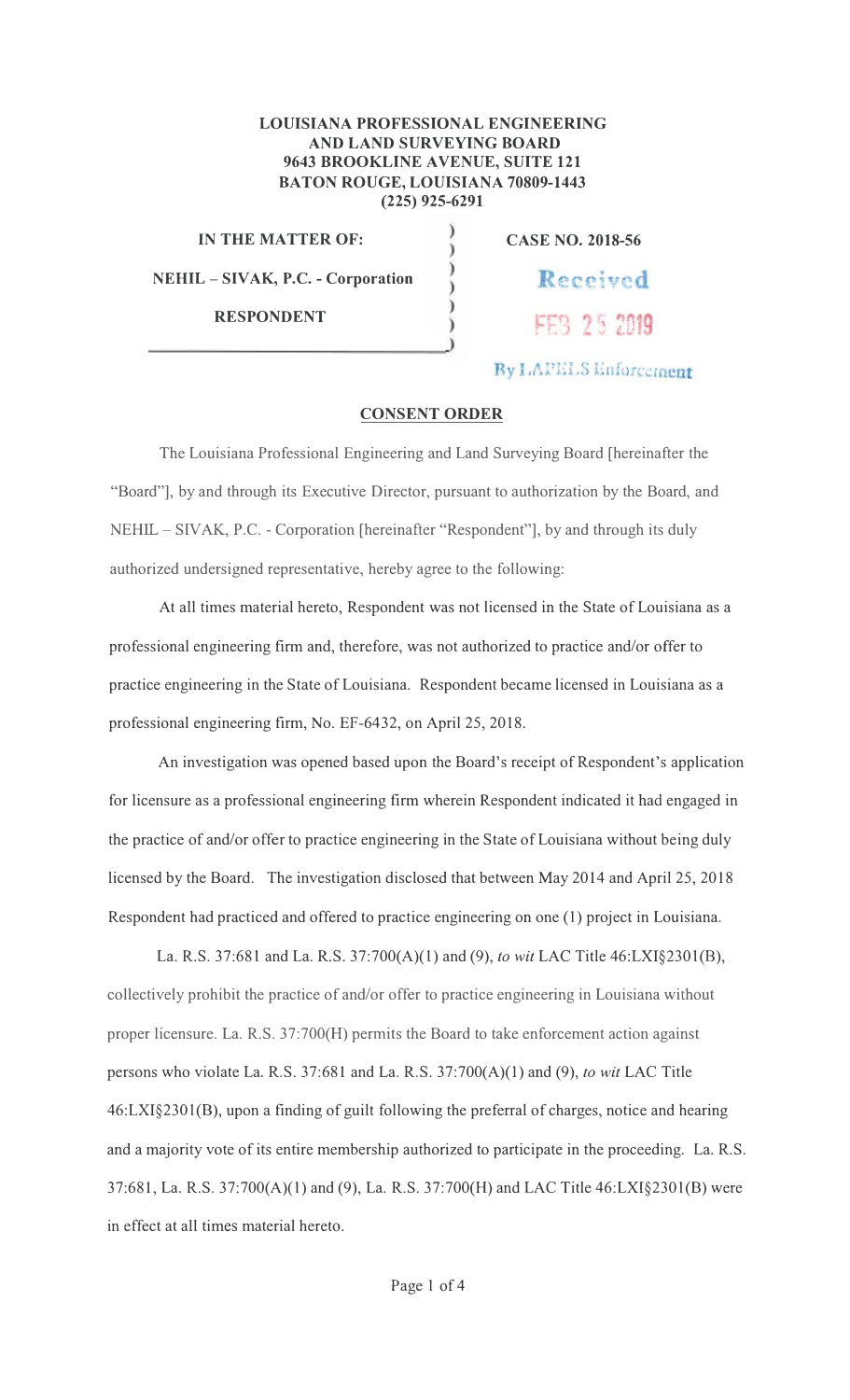**LOUISIANA PROFESSIONAL ENGINEERING AND LAND SURVEYING BOARD**
**9643 BROOKLINE AVENUE, SUITE 121**
**BATON ROUGE, LOUISIANA 70809-1443**
**(225) 925-6291**

| | |
|---|---|
| **IN THE MATTER OF:** | **CASE NO. 2018-56** |
| **NEHIL – SIVAK, P.C. - Corporation** | Received FEB 25 2019 By LAPELS Enforcement |
| **RESPONDENT** | |

## CONSENT ORDER

The Louisiana Professional Engineering and Land Surveying Board [hereinafter the "Board"], by and through its Executive Director, pursuant to authorization by the Board, and NEHIL – SIVAK, P.C. - Corporation [hereinafter "Respondent"], by and through its duly authorized undersigned representative, hereby agree to the following:

At all times material hereto, Respondent was not licensed in the State of Louisiana as a professional engineering firm and, therefore, was not authorized to practice and/or offer to practice engineering in the State of Louisiana. Respondent became licensed in Louisiana as a professional engineering firm, No. EF-6432, on April 25, 2018.

An investigation was opened based upon the Board's receipt of Respondent's application for licensure as a professional engineering firm wherein Respondent indicated it had engaged in the practice of and/or offer to practice engineering in the State of Louisiana without being duly licensed by the Board. The investigation disclosed that between May 2014 and April 25, 2018 Respondent had practiced and offered to practice engineering on one (1) project in Louisiana.

La. R.S. 37:681 and La. R.S. 37:700(A)(1) and (9), *to wit* LAC Title 46:LXI§2301(B), collectively prohibit the practice of and/or offer to practice engineering in Louisiana without proper licensure. La. R.S. 37:700(H) permits the Board to take enforcement action against persons who violate La. R.S. 37:681 and La. R.S. 37:700(A)(1) and (9), *to wit* LAC Title 46:LXI§2301(B), upon a finding of guilt following the preferral of charges, notice and hearing and a majority vote of its entire membership authorized to participate in the proceeding. La. R.S. 37:681, La. R.S. 37:700(A)(1) and (9), La. R.S. 37:700(H) and LAC Title 46:LXI§2301(B) were in effect at all times material hereto.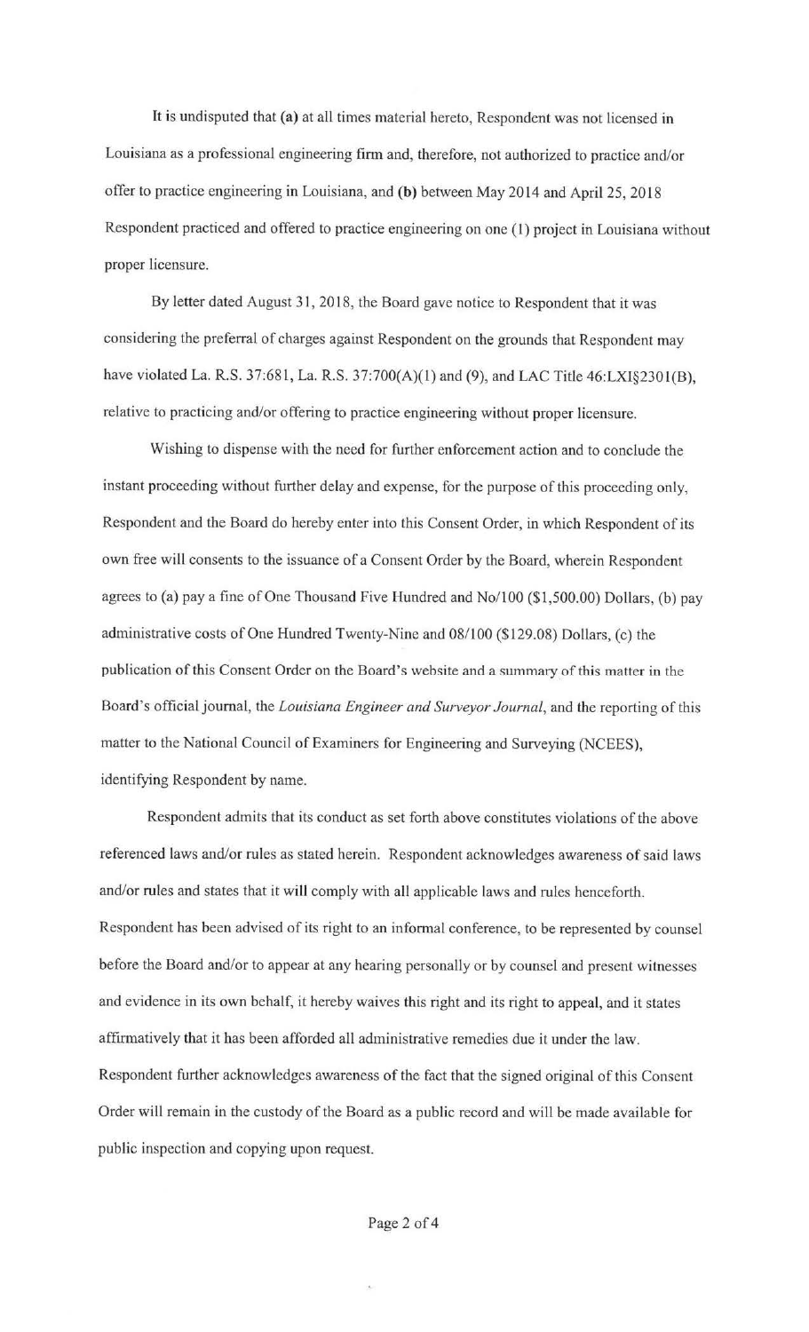It is undisputed that **(a)** at all times material hereto, Respondent was not licensed in Louisiana as a professional engineering firm and, therefore, not authorized to practice and/or offer to practice engineering in Louisiana, and **(b)** between May 2014 and April 25, 2018 Respondent practiced and offered to practice engineering on one (1) project in Louisiana without proper licensure.

By letter dated August 31, 2018, the Board gave notice to Respondent that it was considering the preferral of charges against Respondent on the grounds that Respondent may have violated La. R.S. 37:681, La. R.S. 37:700(A)(1) and (9), and LAC Title 46:LXI§2301(B), relative to practicing and/or offering to practice engineering without proper licensure.

Wishing to dispense with the need for further enforcement action and to conclude the instant proceeding without further delay and expense, for the purpose of this proceeding only, Respondent and the Board do hereby enter into this Consent Order, in which Respondent of its own free will consents to the issuance of a Consent Order by the Board, wherein Respondent agrees to (a) pay a fine of One Thousand Five Hundred and No/100 ($1,500.00) Dollars, (b) pay administrative costs of One Hundred Twenty-Nine and 08/100 ($129.08) Dollars, (c) the publication of this Consent Order on the Board's website and a summary of this matter in the Board's official journal, the *Louisiana Engineer and Surveyor Journal*, and the reporting of this matter to the National Council of Examiners for Engineering and Surveying (NCEES), identifying Respondent by name.

Respondent admits that its conduct as set forth above constitutes violations of the above referenced laws and/or rules as stated herein. Respondent acknowledges awareness of said laws and/or rules and states that it will comply with all applicable laws and rules henceforth. Respondent has been advised of its right to an informal conference, to be represented by counsel before the Board and/or to appear at any hearing personally or by counsel and present witnesses and evidence in its own behalf, it hereby waives this right and its right to appeal, and it states affirmatively that it has been afforded all administrative remedies due it under the law. Respondent further acknowledges awareness of the fact that the signed original of this Consent Order will remain in the custody of the Board as a public record and will be made available for public inspection and copying upon request.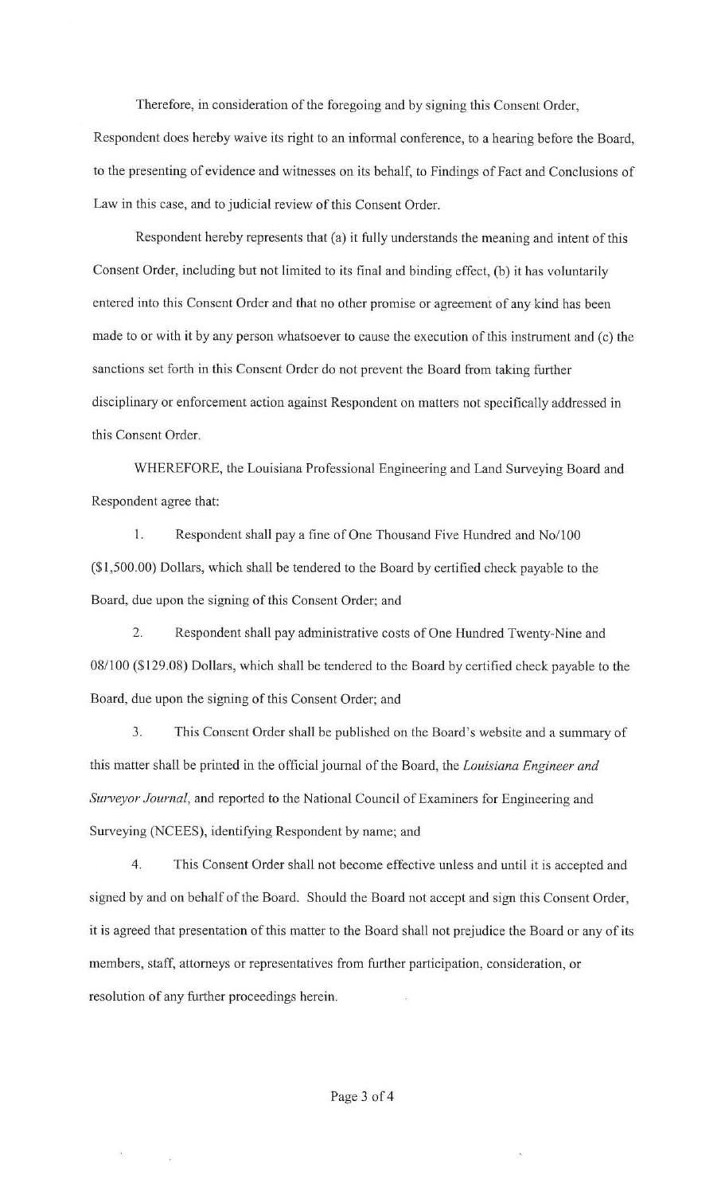Therefore, in consideration of the foregoing and by signing this Consent Order, Respondent does hereby waive its right to an informal conference, to a hearing before the Board, to the presenting of evidence and witnesses on its behalf, to Findings of Fact and Conclusions of Law in this case, and to judicial review of this Consent Order.

Respondent hereby represents that (a) it fully understands the meaning and intent of this Consent Order, including but not limited to its final and binding effect, (b) it has voluntarily entered into this Consent Order and that no other promise or agreement of any kind has been made to or with it by any person whatsoever to cause the execution of this instrument and (c) the sanctions set forth in this Consent Order do not prevent the Board from taking further disciplinary or enforcement action against Respondent on matters not specifically addressed in this Consent Order.

WHEREFORE, the Louisiana Professional Engineering and Land Surveying Board and Respondent agree that:

1. Respondent shall pay a fine of One Thousand Five Hundred and No/100 ($1,500.00) Dollars, which shall be tendered to the Board by certified check payable to the Board, due upon the signing of this Consent Order; and

2. Respondent shall pay administrative costs of One Hundred Twenty-Nine and 08/100 ($129.08) Dollars, which shall be tendered to the Board by certified check payable to the Board, due upon the signing of this Consent Order; and

3. This Consent Order shall be published on the Board's website and a summary of this matter shall be printed in the official journal of the Board, the *Louisiana Engineer and Surveyor Journal*, and reported to the National Council of Examiners for Engineering and Surveying (NCEES), identifying Respondent by name; and

4. This Consent Order shall not become effective unless and until it is accepted and signed by and on behalf of the Board. Should the Board not accept and sign this Consent Order, it is agreed that presentation of this matter to the Board shall not prejudice the Board or any of its members, staff, attorneys or representatives from further participation, consideration, or resolution of any further proceedings herein.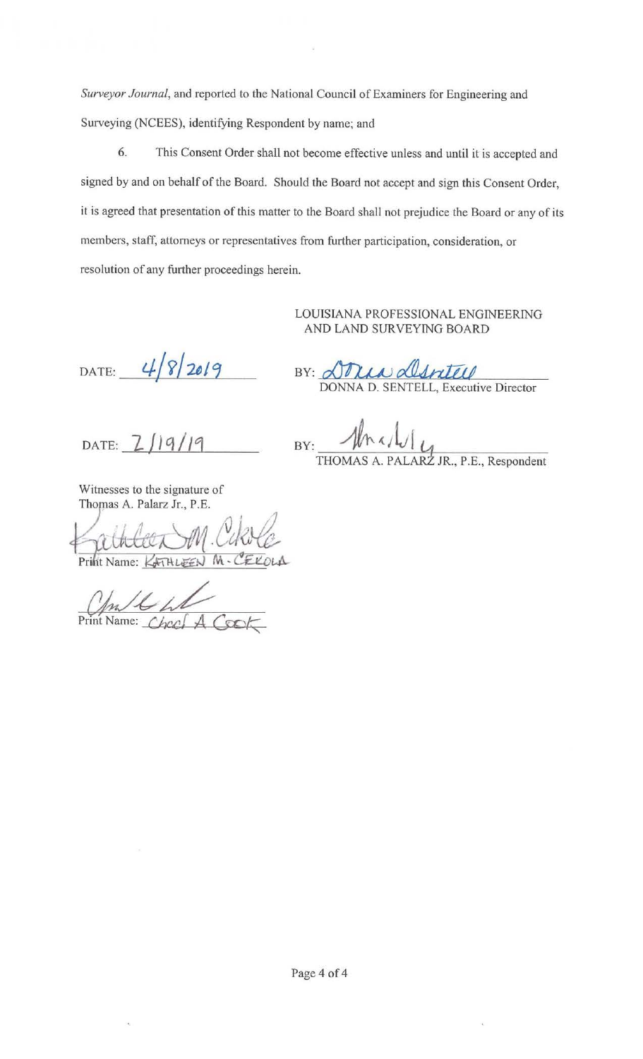*Surveyor Journal*, and reported to the National Council of Examiners for Engineering and Surveying (NCEES), identifying Respondent by name; and

6. This Consent Order shall not become effective unless and until it is accepted and signed by and on behalf of the Board. Should the Board not accept and sign this Consent Order, it is agreed that presentation of this matter to the Board shall not prejudice the Board or any of its members, staff, attorneys or representatives from further participation, consideration, or resolution of any further proceedings herein.

LOUISIANA PROFESSIONAL ENGINEERING AND LAND SURVEYING BOARD

DATE: 4/8/2019

BY: Donna Sentell
DONNA D. SENTELL, Executive Director

DATE: 2/19/19

BY: Thomas A. Palarz Jr.
THOMAS A. PALARZ JR., P.E., Respondent

Witnesses to the signature of Thomas A. Palarz Jr., P.E.

Kathleen M. Cekola
Print Name: KATHLEEN M. CEKOLA

Chad A Cook
Print Name: Chad A Cook